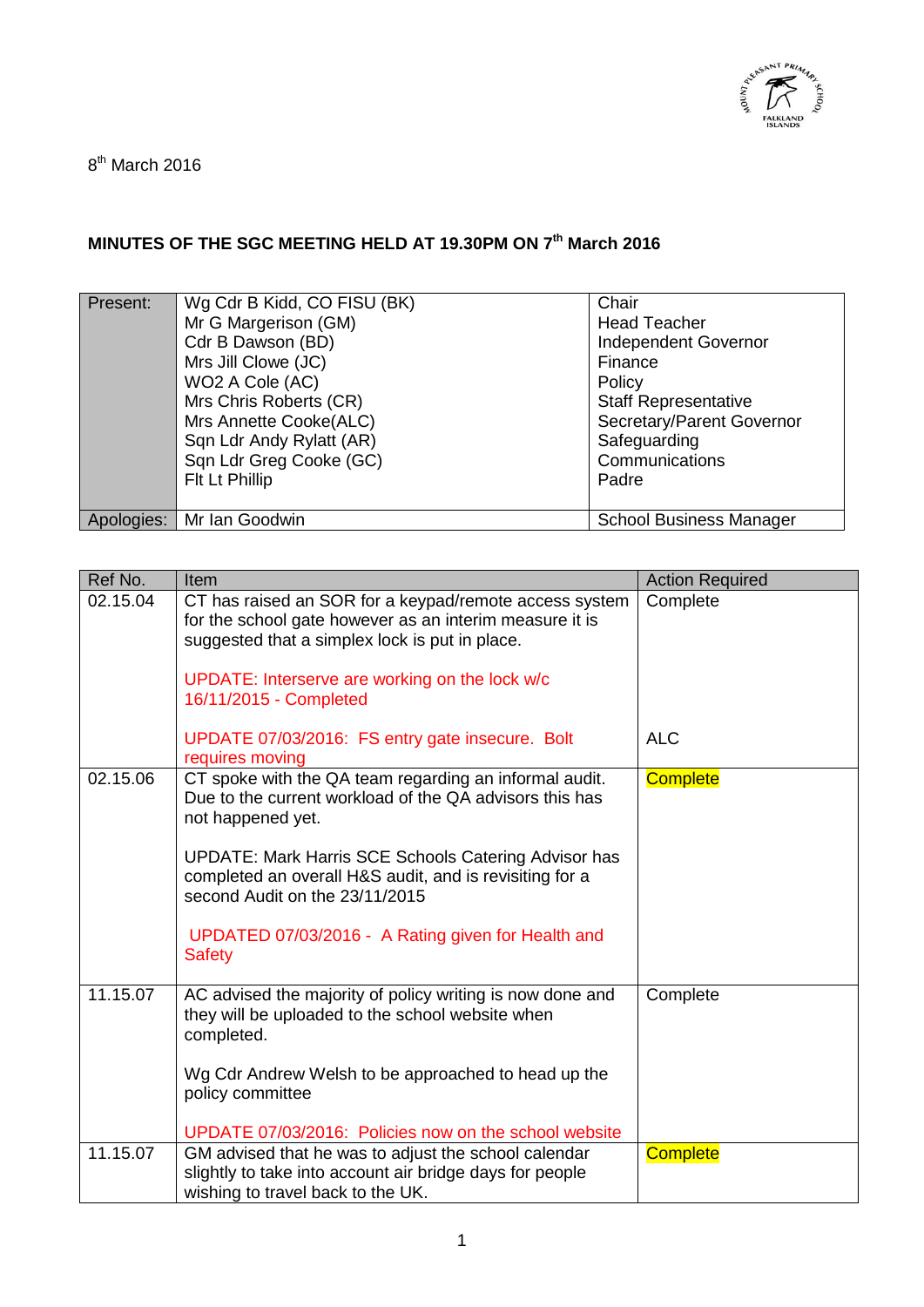8th March 2016

**MINUTES OF THE SGC MEETING HELD AT 19.30PM ON 7th March 2016**

| Present: | Wg Cdr B Kidd, CO FISU (BK) | Chair |
|---|---|---|
| | Mr G Margerison (GM) | Head Teacher |
| | Cdr B Dawson (BD) | Independent Governor |
| | Mrs Jill Clowe (JC) | Finance |
| | WO2 A Cole (AC) | Policy |
| | Mrs Chris Roberts (CR) | Staff Representative |
| | Mrs Annette Cooke(ALC) | Secretary/Parent Governor |
| | Sqn Ldr Andy Rylatt (AR) | Safeguarding |
| | Sqn Ldr Greg Cooke (GC) | Communications |
| | Flt Lt Phillip | Padre |
| Apologies: | Mr Ian Goodwin | School Business Manager |

| Ref No. | Item | Action Required |
|---|---|---|
| 02.15.04 | CT has raised an SOR for a keypad/remote access system for the school gate however as an interim measure it is suggested that a simplex lock is put in place.<br><br>UPDATE: Interserve are working on the lock w/c 16/11/2015 - Completed<br><br>UPDATE 07/03/2016: FS entry gate insecure. Bolt requires moving | Complete<br><br><br><br>ALC |
| 02.15.06 | CT spoke with the QA team regarding an informal audit. Due to the current workload of the QA advisors this has not happened yet.<br><br>UPDATE: Mark Harris SCE Schools Catering Advisor has completed an overall H&S audit, and is revisiting for a second Audit on the 23/11/2015<br><br>UPDATED 07/03/2016 - A Rating given for Health and Safety | Complete |
| 11.15.07 | AC advised the majority of policy writing is now done and they will be uploaded to the school website when completed.<br><br>Wg Cdr Andrew Welsh to be approached to head up the policy committee<br><br>UPDATE 07/03/2016: Policies now on the school website | Complete |
| 11.15.07 | GM advised that he was to adjust the school calendar slightly to take into account air bridge days for people wishing to travel back to the UK. | Complete |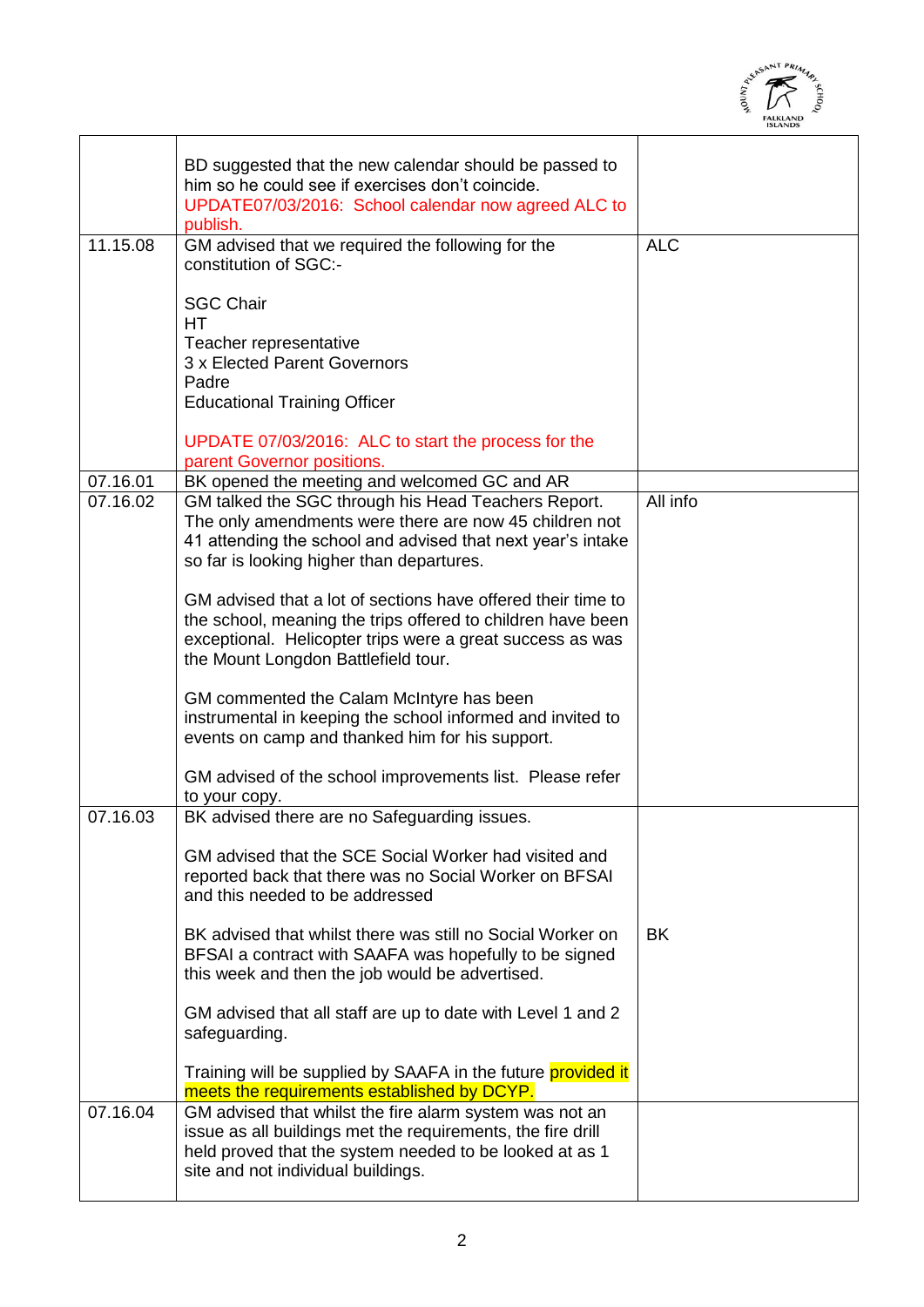|  |  |  |
|---|---|---|
|  | BD suggested that the new calendar should be passed to him so he could see if exercises don't coincide. UPDATE07/03/2016: School calendar now agreed ALC to publish. |  |
| 11.15.08 | GM advised that we required the following for the constitution of SGC:-<br><br>SGC Chair<br>HT<br>Teacher representative<br>3 x Elected Parent Governors<br>Padre<br>Educational Training Officer<br><br>UPDATE 07/03/2016: ALC to start the process for the parent Governor positions. | ALC |
| 07.16.01 | BK opened the meeting and welcomed GC and AR |  |
| 07.16.02 | GM talked the SGC through his Head Teachers Report. The only amendments were there are now 45 children not 41 attending the school and advised that next year's intake so far is looking higher than departures.<br><br>GM advised that a lot of sections have offered their time to the school, meaning the trips offered to children have been exceptional. Helicopter trips were a great success as was the Mount Longdon Battlefield tour.<br><br>GM commented the Calam McIntyre has been instrumental in keeping the school informed and invited to events on camp and thanked him for his support.<br><br>GM advised of the school improvements list. Please refer to your copy. | All info |
| 07.16.03 | BK advised there are no Safeguarding issues.<br><br>GM advised that the SCE Social Worker had visited and reported back that there was no Social Worker on BFSAI and this needed to be addressed<br><br>BK advised that whilst there was still no Social Worker on BFSAI a contract with SAAFA was hopefully to be signed this week and then the job would be advertised.<br><br>GM advised that all staff are up to date with Level 1 and 2 safeguarding.<br><br>Training will be supplied by SAAFA in the future provided it meets the requirements established by DCYP. | BK |
| 07.16.04 | GM advised that whilst the fire alarm system was not an issue as all buildings met the requirements, the fire drill held proved that the system needed to be looked at as 1 site and not individual buildings. |  |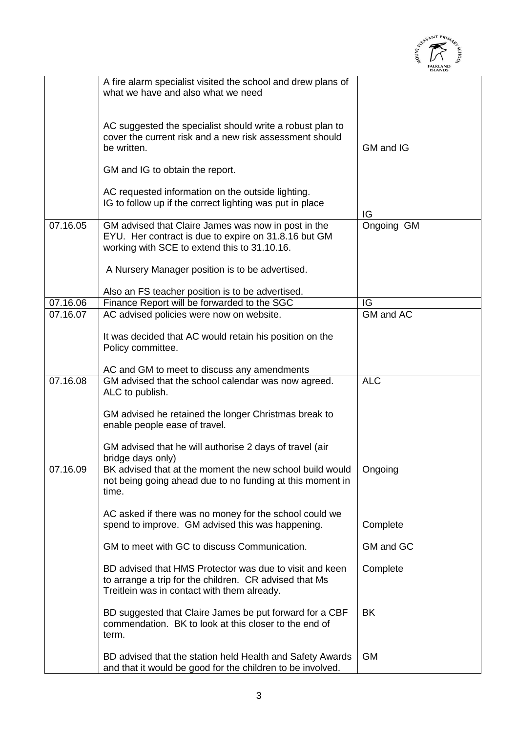| | | |
|---|---|---|
| | A fire alarm specialist visited the school and drew plans of what we have and also what we need<br><br>AC suggested the specialist should write a robust plan to cover the current risk and a new risk assessment should be written.<br><br>GM and IG to obtain the report.<br><br>AC requested information on the outside lighting.<br>IG to follow up if the correct lighting was put in place | GM and IG<br><br>IG |
| 07.16.05 | GM advised that Claire James was now in post in the EYU. Her contract is due to expire on 31.8.16 but GM working with SCE to extend this to 31.10.16.<br><br>A Nursery Manager position is to be advertised.<br><br>Also an FS teacher position is to be advertised. | Ongoing GM |
| 07.16.06 | Finance Report will be forwarded to the SGC | IG |
| 07.16.07 | AC advised policies were now on website.<br><br>It was decided that AC would retain his position on the Policy committee.<br><br>AC and GM to meet to discuss any amendments | GM and AC |
| 07.16.08 | GM advised that the school calendar was now agreed. ALC to publish.<br><br>GM advised he retained the longer Christmas break to enable people ease of travel.<br><br>GM advised that he will authorise 2 days of travel (air bridge days only) | ALC |
| 07.16.09 | BK advised that at the moment the new school build would not being going ahead due to no funding at this moment in time.<br><br>AC asked if there was no money for the school could we spend to improve. GM advised this was happening.<br><br>GM to meet with GC to discuss Communication.<br><br>BD advised that HMS Protector was due to visit and keen to arrange a trip for the children. CR advised that Ms Treitlein was in contact with them already.<br><br>BD suggested that Claire James be put forward for a CBF commendation. BK to look at this closer to the end of term.<br><br>BD advised that the station held Health and Safety Awards and that it would be good for the children to be involved. | Ongoing<br><br>Complete<br><br>GM and GC<br><br>Complete<br><br>BK<br><br>GM |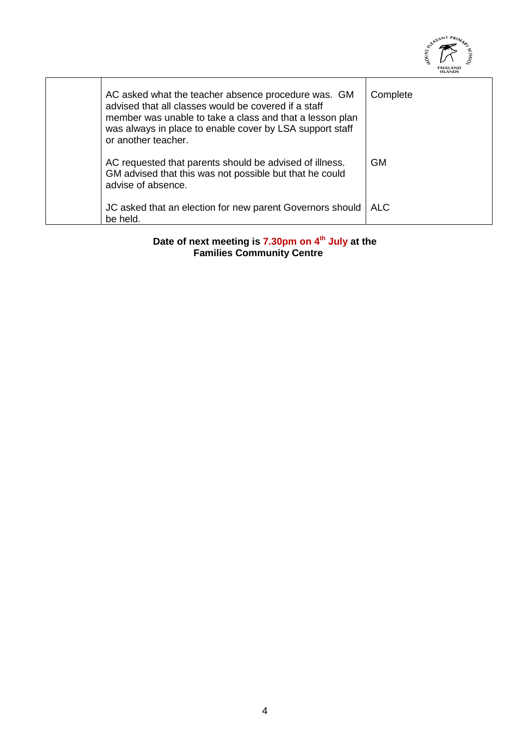| | | |
|---|---|---|
| | AC asked what the teacher absence procedure was. GM advised that all classes would be covered if a staff member was unable to take a class and that a lesson plan was always in place to enable cover by LSA support staff or another teacher.<br><br>AC requested that parents should be advised of illness. GM advised that this was not possible but that he could advise of absence.<br><br>JC asked that an election for new parent Governors should be held. | Complete<br><br>GM<br><br>ALC |

**Date of next meeting is 7.30pm on 4th July at the Families Community Centre**